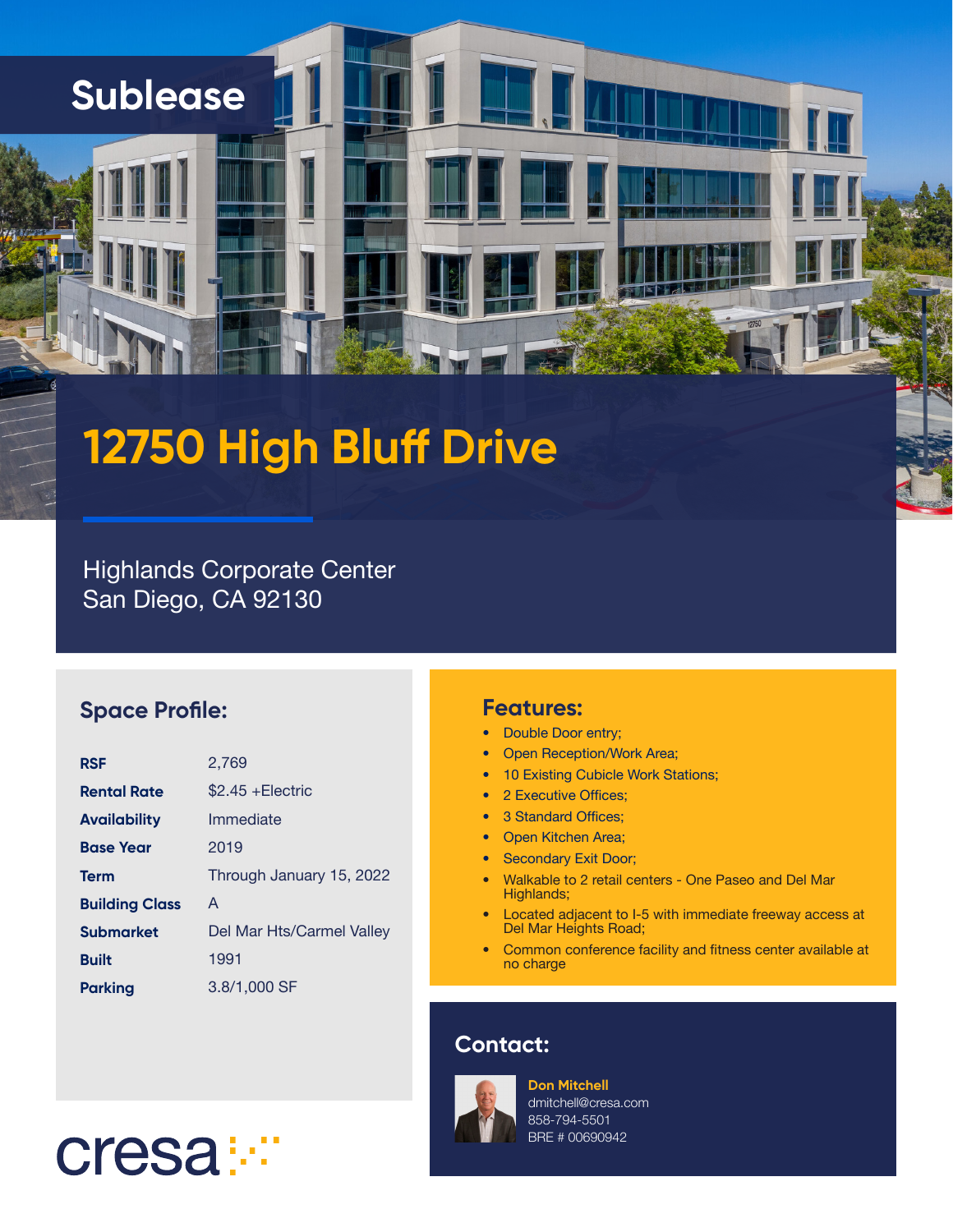# Sublease

# 12750 High Bluff Drive

Highlands Corporate Center
San Diego, CA 92130

## Space Profile:

| | |
|---|---|
| **RSF** | 2,769 |
| **Rental Rate** | $2.45 +Electric |
| **Availability** | Immediate |
| **Base Year** | 2019 |
| **Term** | Through January 15, 2022 |
| **Building Class** | A |
| **Submarket** | Del Mar Hts/Carmel Valley |
| **Built** | 1991 |
| **Parking** | 3.8/1,000 SF |

## Features:

- Double Door entry;
- Open Reception/Work Area;
- 10 Existing Cubicle Work Stations;
- 2 Executive Offices;
- 3 Standard Offices;
- Open Kitchen Area;
- Secondary Exit Door;
- Walkable to 2 retail centers - One Paseo and Del Mar Highlands;
- Located adjacent to I-5 with immediate freeway access at Del Mar Heights Road;
- Common conference facility and fitness center available at no charge

## Contact:

**Don Mitchell**
dmitchell@cresa.com
858-794-5501
BRE # 00690942

cresa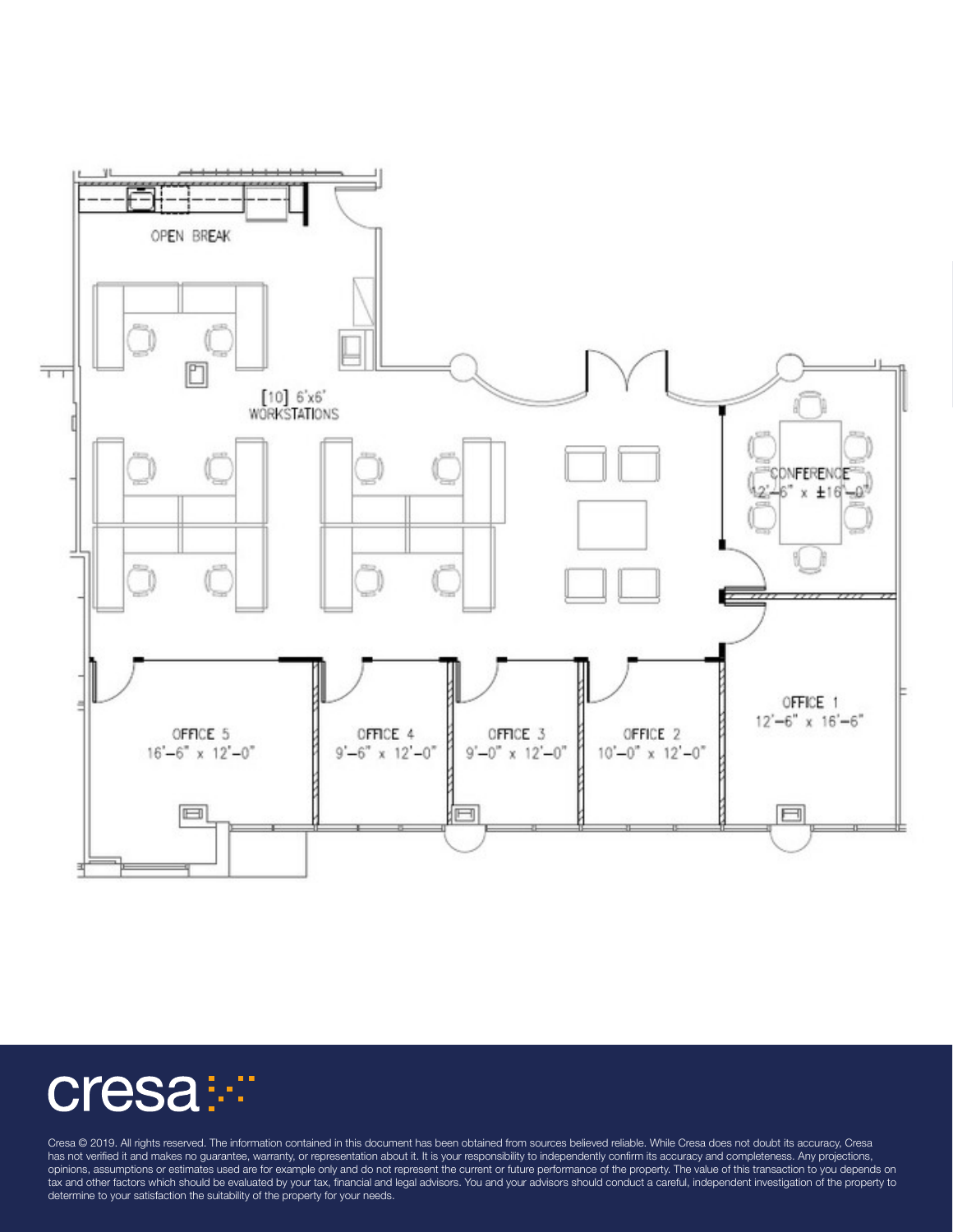OPEN BREAK

[10] 6'x6'
WORKSTATIONS

CONFERENCE
12'-6" x ±16'-0"

OFFICE 1
12'-6" x 16'-6"

OFFICE 2
10'-0" x 12'-0"

OFFICE 3
9'-0" x 12'-0"

OFFICE 4
9'-6" x 12'-0"

OFFICE 5
16'-6" x 12'-0"

cresa

Cresa © 2019. All rights reserved. The information contained in this document has been obtained from sources believed reliable. While Cresa does not doubt its accuracy, Cresa has not verified it and makes no guarantee, warranty, or representation about it. It is your responsibility to independently confirm its accuracy and completeness. Any projections, opinions, assumptions or estimates used are for example only and do not represent the current or future performance of the property. The value of this transaction to you depends on tax and other factors which should be evaluated by your tax, financial and legal advisors. You and your advisors should conduct a careful, independent investigation of the property to determine to your satisfaction the suitability of the property for your needs.